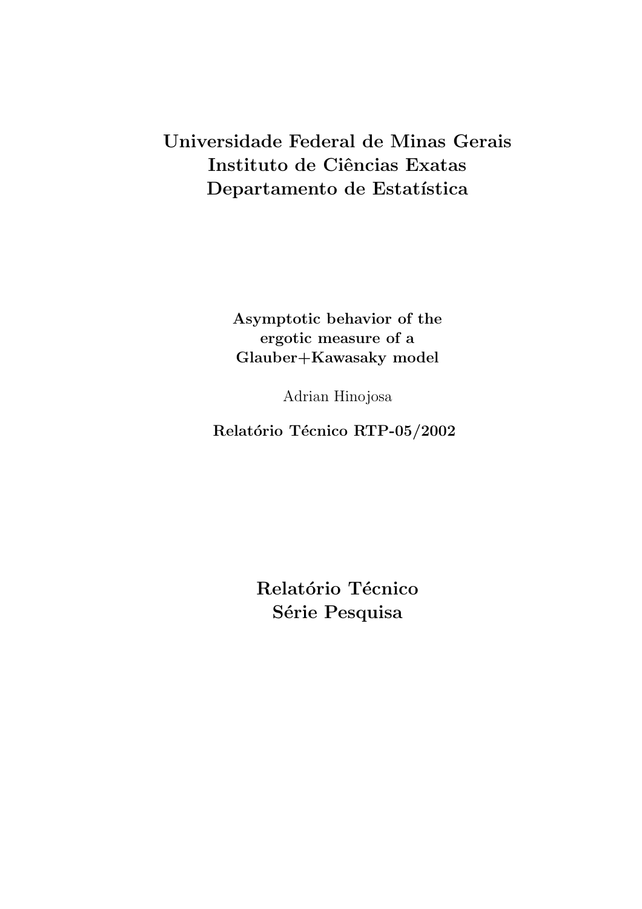# Universidade Federal de Minas Gerais
# Instituto de Ciências Exatas
# Departamento de Estatística

**Asymptotic behavior of the ergotic measure of a Glauber+Kawasaky model**

Adrian Hinojosa

**Relatório Técnico RTP-05/2002**

## Relatório Técnico
## Série Pesquisa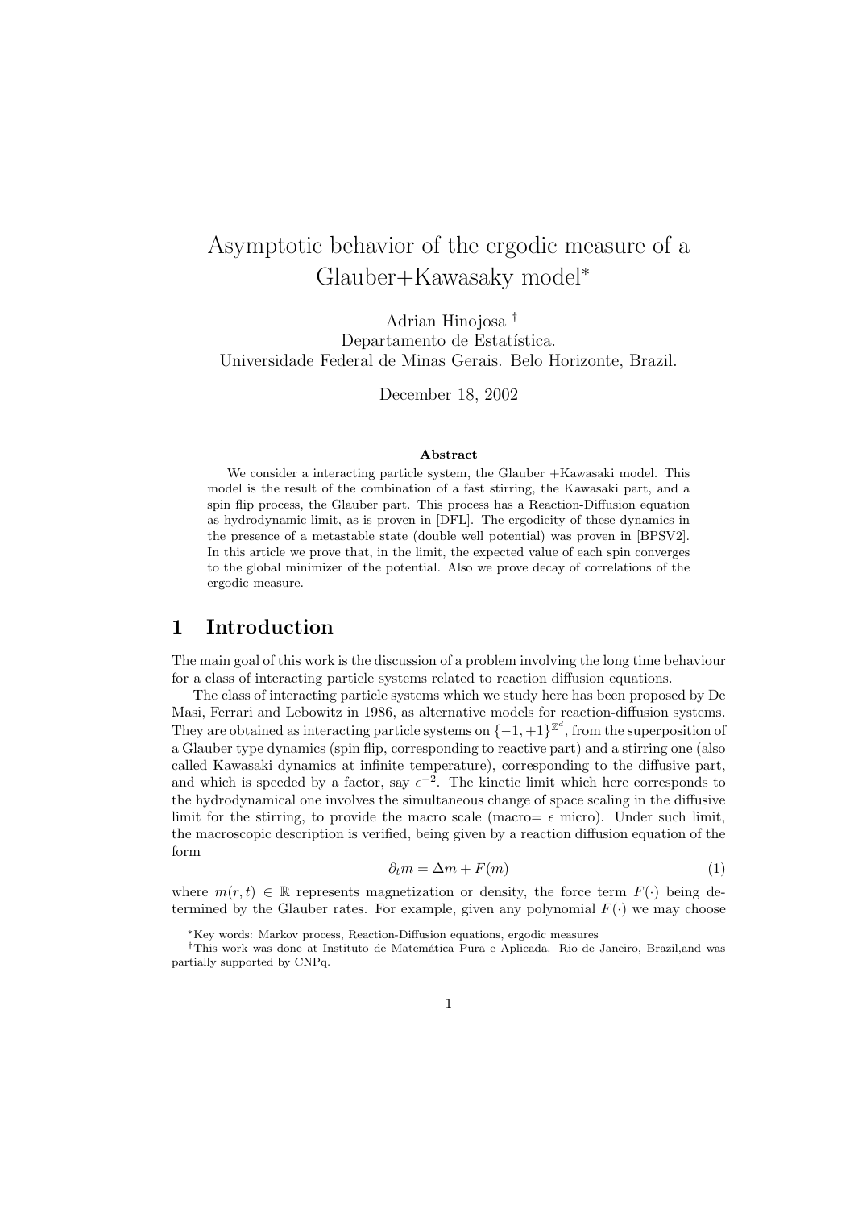# Asymptotic behavior of the ergodic measure of a Glauber+Kawasaky model*

Adrian Hinojosa †

Departamento de Estatística.

Universidade Federal de Minas Gerais. Belo Horizonte, Brazil.

December 18, 2002

**Abstract**

We consider a interacting particle system, the Glauber +Kawasaki model. This model is the result of the combination of a fast stirring, the Kawasaki part, and a spin flip process, the Glauber part. This process has a Reaction-Diffusion equation as hydrodynamic limit, as is proven in [DFL]. The ergodicity of these dynamics in the presence of a metastable state (double well potential) was proven in [BPSV2]. In this article we prove that, in the limit, the expected value of each spin converges to the global minimizer of the potential. Also we prove decay of correlations of the ergodic measure.

## 1 Introduction

The main goal of this work is the discussion of a problem involving the long time behaviour for a class of interacting particle systems related to reaction diffusion equations.

The class of interacting particle systems which we study here has been proposed by De Masi, Ferrari and Lebowitz in 1986, as alternative models for reaction-diffusion systems. They are obtained as interacting particle systems on $\{-1,+1\}^{\mathbb{Z}^d}$, from the superposition of a Glauber type dynamics (spin flip, corresponding to reactive part) and a stirring one (also called Kawasaki dynamics at infinite temperature), corresponding to the diffusive part, and which is speeded by a factor, say $\epsilon^{-2}$. The kinetic limit which here corresponds to the hydrodynamical one involves the simultaneous change of space scaling in the diffusive limit for the stirring, to provide the macro scale (macro= $\epsilon$ micro). Under such limit, the macroscopic description is verified, being given by a reaction diffusion equation of the form

$$\partial_t m = \Delta m + F(m) \tag{1}$$

where $m(r,t) \in \mathbb{R}$ represents magnetization or density, the force term $F(\cdot)$ being determined by the Glauber rates. For example, given any polynomial $F(\cdot)$ we may choose

*Key words: Markov process, Reaction-Diffusion equations, ergodic measures

†This work was done at Instituto de Matemática Pura e Aplicada. Rio de Janeiro, Brazil,and was partially supported by CNPq.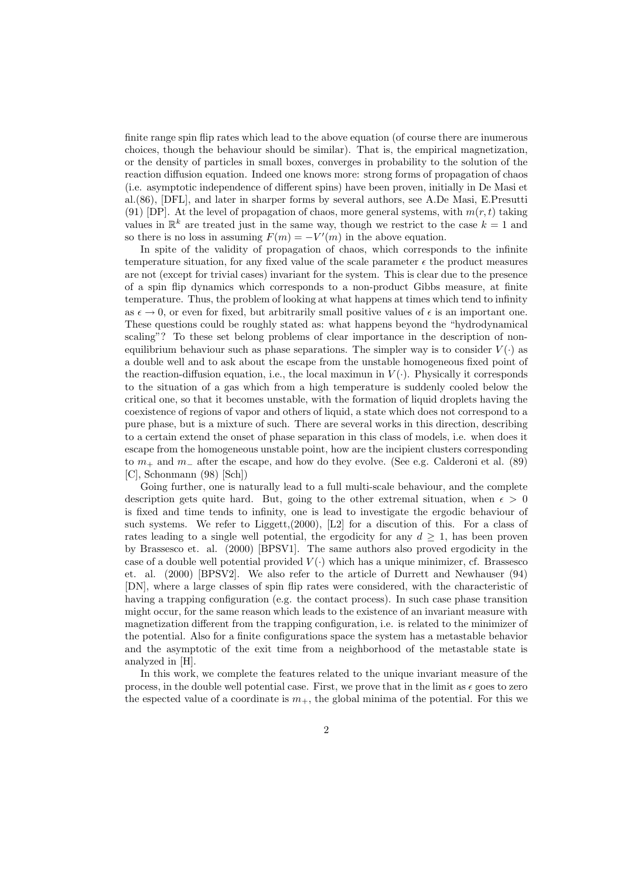finite range spin flip rates which lead to the above equation (of course there are inumerous choices, though the behaviour should be similar). That is, the empirical magnetization, or the density of particles in small boxes, converges in probability to the solution of the reaction diffusion equation. Indeed one knows more: strong forms of propagation of chaos (i.e. asymptotic independence of different spins) have been proven, initially in De Masi et al.(86), [DFL], and later in sharper forms by several authors, see A.De Masi, E.Presutti (91) [DP]. At the level of propagation of chaos, more general systems, with $m(r,t)$ taking values in $\mathbb{R}^k$ are treated just in the same way, though we restrict to the case $k = 1$ and so there is no loss in assuming $F(m) = -V'(m)$ in the above equation.

In spite of the validity of propagation of chaos, which corresponds to the infinite temperature situation, for any fixed value of the scale parameter $\epsilon$ the product measures are not (except for trivial cases) invariant for the system. This is clear due to the presence of a spin flip dynamics which corresponds to a non-product Gibbs measure, at finite temperature. Thus, the problem of looking at what happens at times which tend to infinity as $\epsilon \to 0$, or even for fixed, but arbitrarily small positive values of $\epsilon$ is an important one. These questions could be roughly stated as: what happens beyond the "hydrodynamical scaling"? To these set belong problems of clear importance in the description of non-equilibrium behaviour such as phase separations. The simpler way is to consider $V(\cdot)$ as a double well and to ask about the escape from the unstable homogeneous fixed point of the reaction-diffusion equation, i.e., the local maximun in $V(\cdot)$. Physically it corresponds to the situation of a gas which from a high temperature is suddenly cooled below the critical one, so that it becomes unstable, with the formation of liquid droplets having the coexistence of regions of vapor and others of liquid, a state which does not correspond to a pure phase, but is a mixture of such. There are several works in this direction, describing to a certain extend the onset of phase separation in this class of models, i.e. when does it escape from the homogeneous unstable point, how are the incipient clusters corresponding to $m_+$ and $m_-$ after the escape, and how do they evolve. (See e.g. Calderoni et al. (89) [C], Schonmann (98) [Sch])

Going further, one is naturally lead to a full multi-scale behaviour, and the complete description gets quite hard. But, going to the other extremal situation, when $\epsilon > 0$ is fixed and time tends to infinity, one is lead to investigate the ergodic behaviour of such systems. We refer to Liggett,(2000), [L2] for a discution of this. For a class of rates leading to a single well potential, the ergodicity for any $d \geq 1$, has been proven by Brassesco et. al. (2000) [BPSV1]. The same authors also proved ergodicity in the case of a double well potential provided $V(\cdot)$ which has a unique minimizer, cf. Brassesco et. al. (2000) [BPSV2]. We also refer to the article of Durrett and Newhauser (94) [DN], where a large classes of spin flip rates were considered, with the characteristic of having a trapping configuration (e.g. the contact process). In such case phase transition might occur, for the same reason which leads to the existence of an invariant measure with magnetization different from the trapping configuration, i.e. is related to the minimizer of the potential. Also for a finite configurations space the system has a metastable behavior and the asymptotic of the exit time from a neighborhood of the metastable state is analyzed in [H].

In this work, we complete the features related to the unique invariant measure of the process, in the double well potential case. First, we prove that in the limit as $\epsilon$ goes to zero the espected value of a coordinate is $m_+$, the global minima of the potential. For this we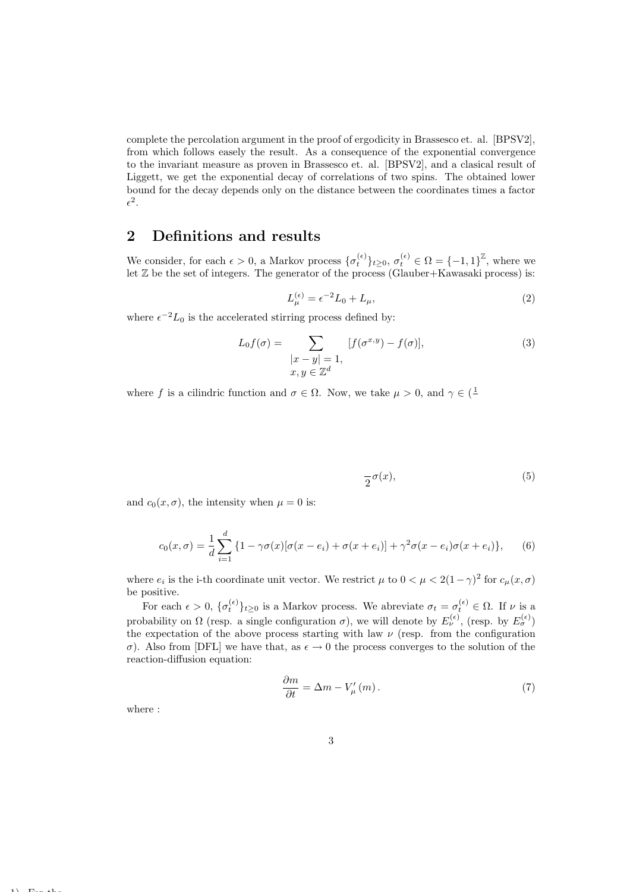complete the percolation argument in the proof of ergodicity in Brassesco et. al. [BPSV2], from which follows easely the result. As a consequence of the exponential convergence to the invariant measure as proven in Brassesco et. al. [BPSV2], and a clasical result of Liggett, we get the exponential decay of correlations of two spins. The obtained lower bound for the decay depends only on the distance between the coordinates times a factor $\epsilon^2$.

## 2 Definitions and results

We consider, for each $\epsilon > 0$, a Markov process $\{\sigma_t^{(\epsilon)}\}_{t\geq 0}$, $\sigma_t^{(\epsilon)} \in \Omega = \{-1,1\}^{\mathbb{Z}}$, where we let $\mathbb{Z}$ be the set of integers. The generator of the process (Glauber+Kawasaki process) is:

$$L_\mu^{(\epsilon)} = \epsilon^{-2} L_0 + L_\mu, \tag{2}$$

where $\epsilon^{-2} L_0$ is the accelerated stirring process defined by:

$$L_0 f(\sigma) = \sum_{\substack{|x-y|=1,\\ x,y\in\mathbb{Z}^d}} [f(\sigma^{x,y}) - f(\sigma)], \tag{3}$$

where $f$ is a cilindric function and $\sigma \in \Omega$. Now, we take $\mu > 0$, and $\gamma \in (\frac{1}{}$

$$\frac{}{2}\sigma(x), \tag{5}$$

and $c_0(x,\sigma)$, the intensity when $\mu = 0$ is:

$$c_0(x,\sigma) = \frac{1}{d}\sum_{i=1}^{d} \{1 - \gamma\sigma(x)[\sigma(x-e_i) + \sigma(x+e_i)] + \gamma^2\sigma(x-e_i)\sigma(x+e_i)\}, \tag{6}$$

where $e_i$ is the i-th coordinate unit vector. We restrict $\mu$ to $0 < \mu < 2(1-\gamma)^2$ for $c_\mu(x,\sigma)$ be positive.

For each $\epsilon > 0$, $\{\sigma_t^{(\epsilon)}\}_{t\geq 0}$ is a Markov process. We abreviate $\sigma_t = \sigma_t^{(\epsilon)} \in \Omega$. If $\nu$ is a probability on $\Omega$ (resp. a single configuration $\sigma$), we will denote by $E_\nu^{(\epsilon)}$, (resp. by $E_\sigma^{(\epsilon)}$) the expectation of the above process starting with law $\nu$ (resp. from the configuration $\sigma$). Also from [DFL] we have that, as $\epsilon \to 0$ the process converges to the solution of the reaction-diffusion equation:

$$\frac{\partial m}{\partial t} = \Delta m - V_\mu'(m). \tag{7}$$

where :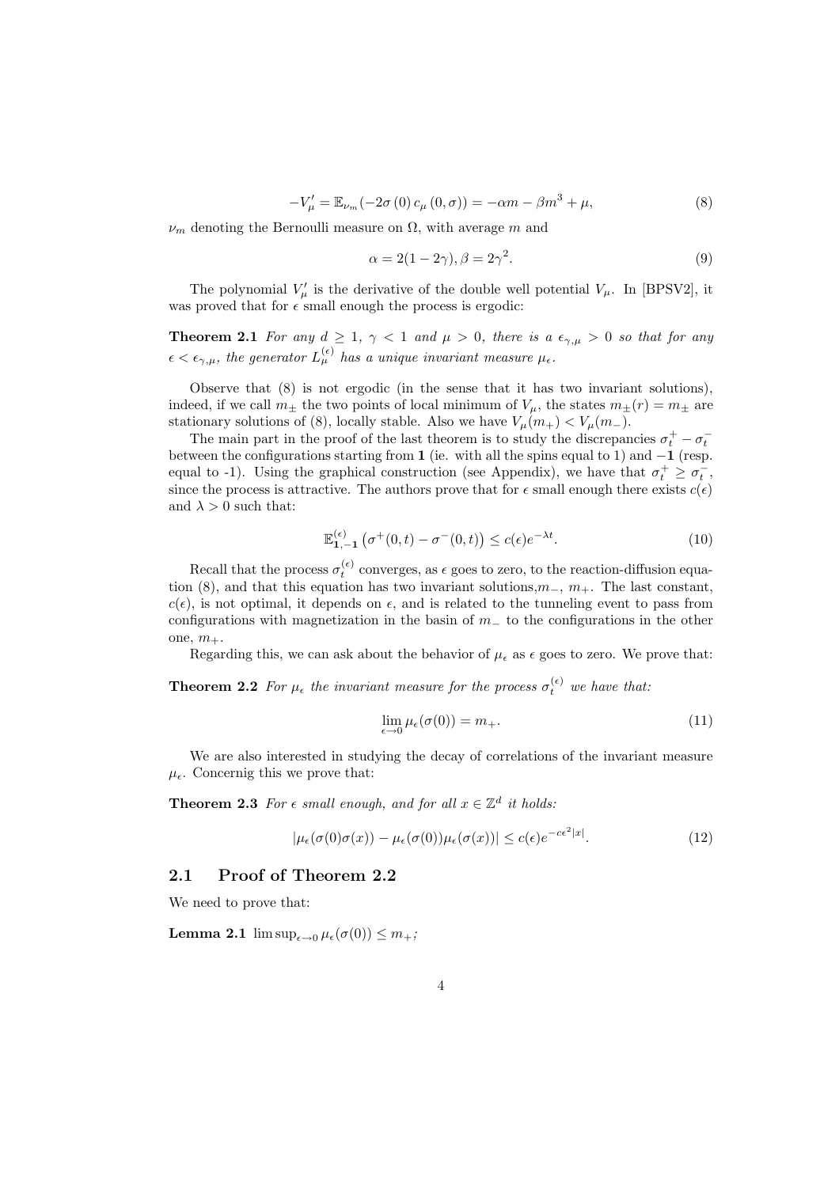$$-V_\mu' = \mathbb{E}_{\nu_m}\left(-2\sigma\left(0\right)c_\mu\left(0,\sigma\right)\right) = -\alpha m - \beta m^3 + \mu, \tag{8}$$

$\nu_m$ denoting the Bernoulli measure on $\Omega$, with average $m$ and

$$\alpha = 2(1-2\gamma), \beta = 2\gamma^2. \tag{9}$$

The polynomial $V_\mu'$ is the derivative of the double well potential $V_\mu$. In [BPSV2], it was proved that for $\epsilon$ small enough the process is ergodic:

**Theorem 2.1** *For any $d \geq 1$, $\gamma < 1$ and $\mu > 0$, there is a $\epsilon_{\gamma,\mu} > 0$ so that for any $\epsilon < \epsilon_{\gamma,\mu}$, the generator $L_\mu^{(\epsilon)}$ has a unique invariant measure $\mu_\epsilon$.*

Observe that (8) is not ergodic (in the sense that it has two invariant solutions), indeed, if we call $m_\pm$ the two points of local minimum of $V_\mu$, the states $m_\pm(r) = m_\pm$ are stationary solutions of (8), locally stable. Also we have $V_\mu(m_+) < V_\mu(m_-)$.

The main part in the proof of the last theorem is to study the discrepancies $\sigma_t^+ - \sigma_t^-$ between the configurations starting from $\mathbf{1}$ (ie. with all the spins equal to 1) and $-\mathbf{1}$ (resp. equal to -1). Using the graphical construction (see Appendix), we have that $\sigma_t^+ \geq \sigma_t^-$, since the process is attractive. The authors prove that for $\epsilon$ small enough there exists $c(\epsilon)$ and $\lambda > 0$ such that:

$$\mathbb{E}_{\mathbf{1},-\mathbf{1}}^{(\epsilon)}\left(\sigma^+(0,t) - \sigma^-(0,t)\right) \leq c(\epsilon)e^{-\lambda t}. \tag{10}$$

Recall that the process $\sigma_t^{(\epsilon)}$ converges, as $\epsilon$ goes to zero, to the reaction-diffusion equation (8), and that this equation has two invariant solutions,$m_-$, $m_+$. The last constant, $c(\epsilon)$, is not optimal, it depends on $\epsilon$, and is related to the tunneling event to pass from configurations with magnetization in the basin of $m_-$ to the configurations in the other one, $m_+$.

Regarding this, we can ask about the behavior of $\mu_\epsilon$ as $\epsilon$ goes to zero. We prove that:

**Theorem 2.2** *For $\mu_\epsilon$ the invariant measure for the process $\sigma_t^{(\epsilon)}$ we have that:*

$$\lim_{\epsilon \to 0} \mu_\epsilon(\sigma(0)) = m_+. \tag{11}$$

We are also interested in studying the decay of correlations of the invariant measure $\mu_\epsilon$. Concernig this we prove that:

**Theorem 2.3** *For $\epsilon$ small enough, and for all $x \in \mathbb{Z}^d$ it holds:*

$$|\mu_\epsilon(\sigma(0)\sigma(x)) - \mu_\epsilon(\sigma(0))\mu_\epsilon(\sigma(x))| \leq c(\epsilon)e^{-c\epsilon^2|x|}. \tag{12}$$

## 2.1 Proof of Theorem 2.2

We need to prove that:

**Lemma 2.1** $\limsup_{\epsilon \to 0} \mu_\epsilon(\sigma(0)) \leq m_+$;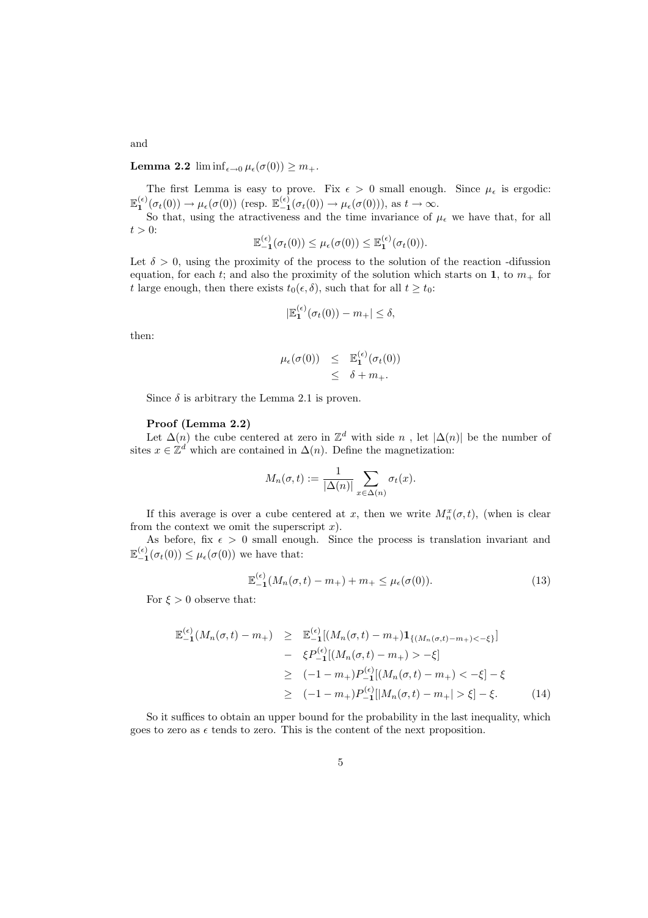and

**Lemma 2.2** $\liminf_{\epsilon\to 0} \mu_\epsilon(\sigma(0)) \geq m_+$.

The first Lemma is easy to prove. Fix $\epsilon > 0$ small enough. Since $\mu_\epsilon$ is ergodic: $\mathbb{E}^{(\epsilon)}_{\mathbf{1}}(\sigma_t(0)) \to \mu_\epsilon(\sigma(0))$ (resp. $\mathbb{E}^{(\epsilon)}_{-\mathbf{1}}(\sigma_t(0)) \to \mu_\epsilon(\sigma(0))$), as $t \to \infty$.

So that, using the atractiveness and the time invariance of $\mu_\epsilon$ we have that, for all $t > 0$:

$$\mathbb{E}^{(\epsilon)}_{-\mathbf{1}}(\sigma_t(0)) \leq \mu_\epsilon(\sigma(0)) \leq \mathbb{E}^{(\epsilon)}_{\mathbf{1}}(\sigma_t(0)).$$

Let $\delta > 0$, using the proximity of the process to the solution of the reaction -difussion equation, for each $t$; and also the proximity of the solution which starts on $\mathbf{1}$, to $m_+$ for $t$ large enough, then there exists $t_0(\epsilon, \delta)$, such that for all $t \geq t_0$:

$$|\mathbb{E}^{(\epsilon)}_{\mathbf{1}}(\sigma_t(0)) - m_+| \leq \delta,$$

then:

$$\begin{aligned}
\mu_\epsilon(\sigma(0)) &\leq \mathbb{E}^{(\epsilon)}_{\mathbf{1}}(\sigma_t(0)) \\
&\leq \delta + m_+.
\end{aligned}$$

Since $\delta$ is arbitrary the Lemma 2.1 is proven.

**Proof (Lemma 2.2)**

Let $\Delta(n)$ the cube centered at zero in $\mathbb{Z}^d$ with side $n$ , let $|\Delta(n)|$ be the number of sites $x \in \mathbb{Z}^d$ which are contained in $\Delta(n)$. Define the magnetization:

$$M_n(\sigma, t) := \frac{1}{|\Delta(n)|} \sum_{x\in\Delta(n)} \sigma_t(x).$$

If this average is over a cube centered at $x$, then we write $M^x_n(\sigma, t)$, (when is clear from the context we omit the superscript $x$).

As before, fix $\epsilon > 0$ small enough. Since the process is translation invariant and $\mathbb{E}^{(\epsilon)}_{-\mathbf{1}}(\sigma_t(0)) \leq \mu_\epsilon(\sigma(0))$ we have that:

$$\mathbb{E}^{(\epsilon)}_{-\mathbf{1}}(M_n(\sigma, t) - m_+) + m_+ \leq \mu_\epsilon(\sigma(0)). \tag{13}$$

For $\xi > 0$ observe that:

$$\begin{aligned}
\mathbb{E}^{(\epsilon)}_{-\mathbf{1}}(M_n(\sigma, t) - m_+) &\geq \mathbb{E}^{(\epsilon)}_{-\mathbf{1}}[(M_n(\sigma, t) - m_+)\mathbf{1}_{\{(M_n(\sigma,t)-m_+)<-\xi\}}] \\
&- \xi P^{(\epsilon)}_{-\mathbf{1}}[(M_n(\sigma, t) - m_+) > -\xi] \\
&\geq (-1 - m_+)P^{(\epsilon)}_{-\mathbf{1}}[(M_n(\sigma, t) - m_+) < -\xi] - \xi \\
&\geq (-1 - m_+)P^{(\epsilon)}_{-\mathbf{1}}[|M_n(\sigma, t) - m_+| > \xi] - \xi. \qquad (14)
\end{aligned}$$

So it suffices to obtain an upper bound for the probability in the last inequality, which goes to zero as $\epsilon$ tends to zero. This is the content of the next proposition.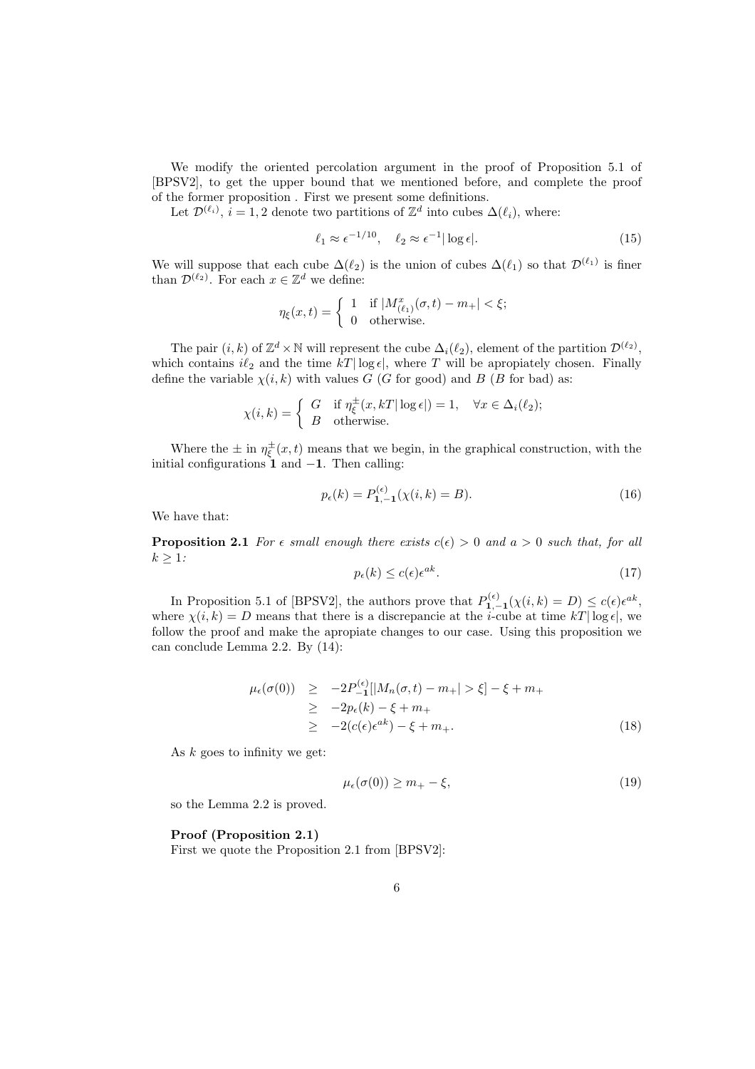We modify the oriented percolation argument in the proof of Proposition 5.1 of [BPSV2], to get the upper bound that we mentioned before, and complete the proof of the former proposition . First we present some definitions.

Let $\mathcal{D}^{(\ell_i)}$, $i = 1, 2$ denote two partitions of $\mathbb{Z}^d$ into cubes $\Delta(\ell_i)$, where:

$$\ell_1 \approx \epsilon^{-1/10}, \quad \ell_2 \approx \epsilon^{-1}|\log \epsilon|. \tag{15}$$

We will suppose that each cube $\Delta(\ell_2)$ is the union of cubes $\Delta(\ell_1)$ so that $\mathcal{D}^{(\ell_1)}$ is finer than $\mathcal{D}^{(\ell_2)}$. For each $x \in \mathbb{Z}^d$ we define:

$$\eta_\xi(x,t) = \begin{cases} 1 & \text{if } |M^x_{(\ell_1)}(\sigma,t) - m_+| < \xi; \\ 0 & \text{otherwise.} \end{cases}$$

The pair $(i,k)$ of $\mathbb{Z}^d \times \mathbb{N}$ will represent the cube $\Delta_i(\ell_2)$, element of the partition $\mathcal{D}^{(\ell_2)}$, which contains $i\ell_2$ and the time $kT|\log \epsilon|$, where $T$ will be apropiately chosen. Finally define the variable $\chi(i,k)$ with values $G$ ($G$ for good) and $B$ ($B$ for bad) as:

$$\chi(i,k) = \begin{cases} G & \text{if } \eta^{\pm}_\xi(x, kT|\log \epsilon|) = 1, \quad \forall x \in \Delta_i(\ell_2); \\ B & \text{otherwise.} \end{cases}$$

Where the $\pm$ in $\eta^{\pm}_\xi(x,t)$ means that we begin, in the graphical construction, with the initial configurations $\mathbf{1}$ and $-\mathbf{1}$. Then calling:

$$p_\epsilon(k) = P^{(\epsilon)}_{\mathbf{1},-\mathbf{1}}(\chi(i,k) = B). \tag{16}$$

We have that:

**Proposition 2.1** *For $\epsilon$ small enough there exists $c(\epsilon) > 0$ and $a > 0$ such that, for all $k \geq 1$:*

$$p_\epsilon(k) \leq c(\epsilon)\epsilon^{ak}. \tag{17}$$

In Proposition 5.1 of [BPSV2], the authors prove that $P^{(\epsilon)}_{\mathbf{1},-\mathbf{1}}(\chi(i,k) = D) \leq c(\epsilon)\epsilon^{ak}$, where $\chi(i,k) = D$ means that there is a discrepancie at the $i$-cube at time $kT|\log \epsilon|$, we follow the proof and make the apropiate changes to our case. Using this proposition we can conclude Lemma 2.2. By (14):

$$\begin{aligned} \mu_\epsilon(\sigma(0)) &\geq -2P^{(\epsilon)}_{-\mathbf{1}}[|M_n(\sigma,t) - m_+| > \xi] - \xi + m_+ \\ &\geq -2p_\epsilon(k) - \xi + m_+ \\ &\geq -2(c(\epsilon)\epsilon^{ak}) - \xi + m_+. \end{aligned} \tag{18}$$

As $k$ goes to infinity we get:

$$\mu_\epsilon(\sigma(0)) \geq m_+ - \xi, \tag{19}$$

so the Lemma 2.2 is proved.

**Proof (Proposition 2.1)**
First we quote the Proposition 2.1 from [BPSV2]: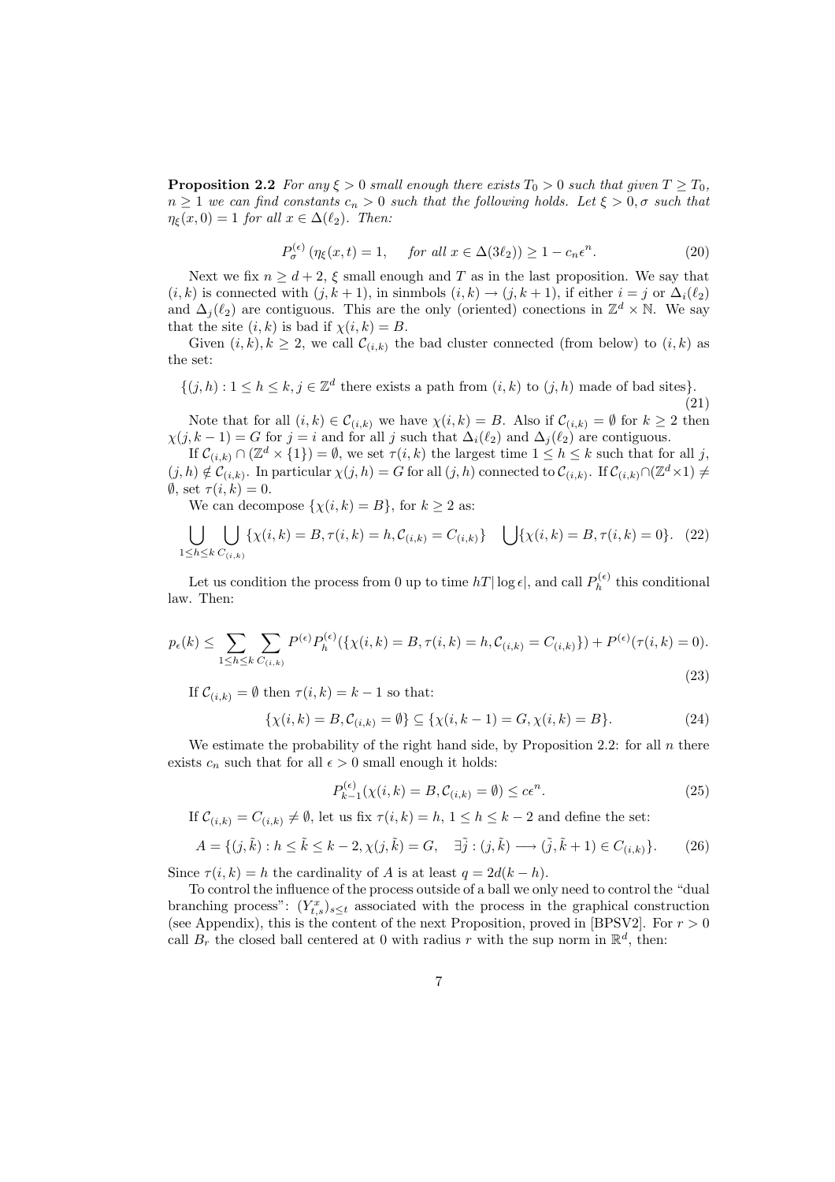**Proposition 2.2** *For any $\xi > 0$ small enough there exists $T_0 > 0$ such that given $T \geq T_0$, $n \geq 1$ we can find constants $c_n > 0$ such that the following holds. Let $\xi > 0, \sigma$ such that $\eta_\xi(x, 0) = 1$ for all $x \in \Delta(\ell_2)$. Then:*

$$P^{(\epsilon)}_\sigma \left(\eta_\xi(x, t) = 1, \quad \text{for all } x \in \Delta(3\ell_2)\right) \geq 1 - c_n \epsilon^n. \tag{20}$$

Next we fix $n \geq d + 2$, $\xi$ small enough and $T$ as in the last proposition. We say that $(i, k)$ is connected with $(j, k+1)$, in sinmbols $(i, k) \to (j, k+1)$, if either $i = j$ or $\Delta_i(\ell_2)$ and $\Delta_j(\ell_2)$ are contiguous. This are the only (oriented) conections in $\mathbb{Z}^d \times \mathbb{N}$. We say that the site $(i, k)$ is bad if $\chi(i, k) = B$.

Given $(i, k), k \geq 2$, we call $\mathcal{C}_{(i,k)}$ the bad cluster connected (from below) to $(i, k)$ as the set:

$$\{(j, h) : 1 \leq h \leq k, j \in \mathbb{Z}^d \text{ there exists a path from } (i, k) \text{ to } (j, h) \text{ made of bad sites}\}. \tag{21}$$

Note that for all $(i, k) \in \mathcal{C}_{(i,k)}$ we have $\chi(i, k) = B$. Also if $\mathcal{C}_{(i,k)} = \emptyset$ for $k \geq 2$ then $\chi(j, k-1) = G$ for $j = i$ and for all $j$ such that $\Delta_i(\ell_2)$ and $\Delta_j(\ell_2)$ are contiguous.

If $\mathcal{C}_{(i,k)} \cap (\mathbb{Z}^d \times \{1\}) = \emptyset$, we set $\tau(i, k)$ the largest time $1 \leq h \leq k$ such that for all $j$, $(j, h) \notin \mathcal{C}_{(i,k)}$. In particular $\chi(j, h) = G$ for all $(j, h)$ connected to $\mathcal{C}_{(i,k)}$. If $\mathcal{C}_{(i,k)} \cap (\mathbb{Z}^d \times 1) \neq \emptyset$, set $\tau(i, k) = 0$.

We can decompose $\{\chi(i, k) = B\}$, for $k \geq 2$ as:

$$\bigcup_{1 \leq h \leq k} \bigcup_{C_{(i,k)}} \{\chi(i, k) = B, \tau(i, k) = h, \mathcal{C}_{(i,k)} = C_{(i,k)}\} \quad \bigcup \{\chi(i, k) = B, \tau(i, k) = 0\}. \tag{22}$$

Let us condition the process from 0 up to time $hT|\log \epsilon|$, and call $P^{(\epsilon)}_h$ this conditional law. Then:

$$p_\epsilon(k) \leq \sum_{1 \leq h \leq k} \sum_{C_{(i,k)}} P^{(\epsilon)} P^{(\epsilon)}_h(\{\chi(i, k) = B, \tau(i, k) = h, \mathcal{C}_{(i,k)} = C_{(i,k)}\}) + P^{(\epsilon)}(\tau(i, k) = 0). \tag{23}$$

If $\mathcal{C}_{(i,k)} = \emptyset$ then $\tau(i, k) = k - 1$ so that:

$$\{\chi(i, k) = B, \mathcal{C}_{(i,k)} = \emptyset\} \subseteq \{\chi(i, k-1) = G, \chi(i, k) = B\}. \tag{24}$$

We estimate the probability of the right hand side, by Proposition 2.2: for all $n$ there exists $c_n$ such that for all $\epsilon > 0$ small enough it holds:

$$P^{(\epsilon)}_{k-1}(\chi(i, k) = B, \mathcal{C}_{(i,k)} = \emptyset) \leq c\epsilon^n. \tag{25}$$

If $\mathcal{C}_{(i,k)} = C_{(i,k)} \neq \emptyset$, let us fix $\tau(i, k) = h$, $1 \leq h \leq k - 2$ and define the set:

$$A = \{(j, \tilde{k}) : h \leq \tilde{k} \leq k - 2, \chi(j, \tilde{k}) = G, \quad \exists \tilde{j} : (j, \tilde{k}) \longrightarrow (\tilde{j}, \tilde{k} + 1) \in C_{(i,k)}\}. \tag{26}$$

Since $\tau(i, k) = h$ the cardinality of $A$ is at least $q = 2d(k - h)$.

To control the influence of the process outside of a ball we only need to control the "dual branching process": $(Y^x_{t,s})_{s \leq t}$ associated with the process in the graphical construction (see Appendix), this is the content of the next Proposition, proved in [BPSV2]. For $r > 0$ call $B_r$ the closed ball centered at 0 with radius $r$ with the sup norm in $\mathbb{R}^d$, then: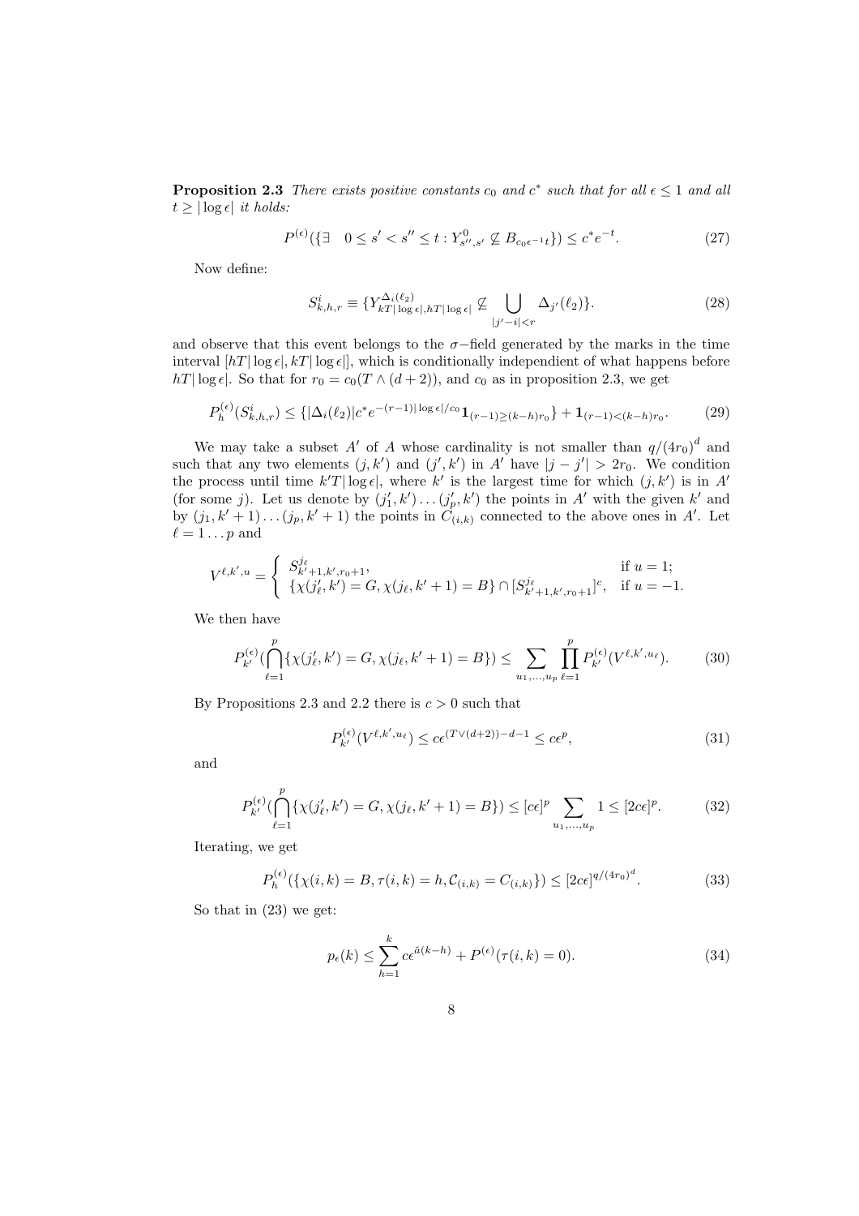**Proposition 2.3** *There exists positive constants $c_0$ and $c^*$ such that for all $\epsilon \leq 1$ and all $t \geq |\log \epsilon|$ it holds:*

$$P^{(\epsilon)}(\{\exists \quad 0 \leq s' < s'' \leq t : Y^0_{s'',s'} \not\subseteq B_{c_0 \epsilon^{-1} t}\}) \leq c^* e^{-t}. \tag{27}$$

Now define:

$$S^i_{k,h,r} \equiv \{Y^{\Delta_i(\ell_2)}_{kT|\log \epsilon|, hT|\log \epsilon|} \not\subseteq \bigcup_{|j'-i|<r} \Delta_{j'}(\ell_2)\}. \tag{28}$$

and observe that this event belongs to the $\sigma-$field generated by the marks in the time interval $[hT|\log \epsilon|, kT|\log \epsilon|]$, which is conditionally independient of what happens before $hT|\log \epsilon|$. So that for $r_0 = c_0(T \wedge (d+2))$, and $c_0$ as in proposition 2.3, we get

$$P^{(\epsilon)}_h(S^i_{k,h,r}) \leq \{|\Delta_i(\ell_2)| c^* e^{-(r-1)|\log \epsilon|/c_0} \mathbf{1}_{(r-1) \geq (k-h) r_0}\} + \mathbf{1}_{(r-1) < (k-h) r_0}. \tag{29}$$

We may take a subset $A'$ of $A$ whose cardinality is not smaller than $q/(4r_0)^d$ and such that any two elements $(j, k')$ and $(j', k')$ in $A'$ have $|j - j'| > 2r_0$. We condition the process until time $k'T|\log \epsilon|$, where $k'$ is the largest time for which $(j, k')$ is in $A'$ (for some $j$). Let us denote by $(j'_1, k') \dots (j'_p, k')$ the points in $A'$ with the given $k'$ and by $(j_1, k'+1) \dots (j_p, k'+1)$ the points in $C_{(i,k)}$ connected to the above ones in $A'$. Let $\ell = 1 \dots p$ and

$$V^{\ell,k',u} = \begin{cases} S^{j_\ell}_{k'+1,k',r_0+1}, & \text{if } u = 1; \\ \{\chi(j'_\ell, k') = G, \chi(j_\ell, k'+1) = B\} \cap [S^{j_\ell}_{k'+1,k',r_0+1}]^c, & \text{if } u = -1. \end{cases}$$

We then have

$$P^{(\epsilon)}_{k'}(\bigcap_{\ell=1}^p \{\chi(j'_\ell, k') = G, \chi(j_\ell, k'+1) = B\}) \leq \sum_{u_1,\dots,u_p} \prod_{\ell=1}^p P^{(\epsilon)}_{k'}(V^{\ell,k',u_\ell}). \tag{30}$$

By Propositions 2.3 and 2.2 there is $c > 0$ such that

$$P^{(\epsilon)}_{k'}(V^{\ell,k',u_\ell}) \leq c\epsilon^{(T \vee (d+2))-d-1} \leq c\epsilon^p, \tag{31}$$

and

$$P^{(\epsilon)}_{k'}(\bigcap_{\ell=1}^p \{\chi(j'_\ell, k') = G, \chi(j_\ell, k'+1) = B\}) \leq [c\epsilon]^p \sum_{u_1,\dots,u_p} 1 \leq [2c\epsilon]^p. \tag{32}$$

Iterating, we get

$$P^{(\epsilon)}_h(\{\chi(i,k) = B, \tau(i,k) = h, \mathcal{C}_{(i,k)} = C_{(i,k)}\}) \leq [2c\epsilon]^{q/(4r_0)^d}. \tag{33}$$

So that in (23) we get:

$$p_\epsilon(k) \leq \sum_{h=1}^k c\epsilon^{\tilde{a}(k-h)} + P^{(\epsilon)}(\tau(i,k) = 0). \tag{34}$$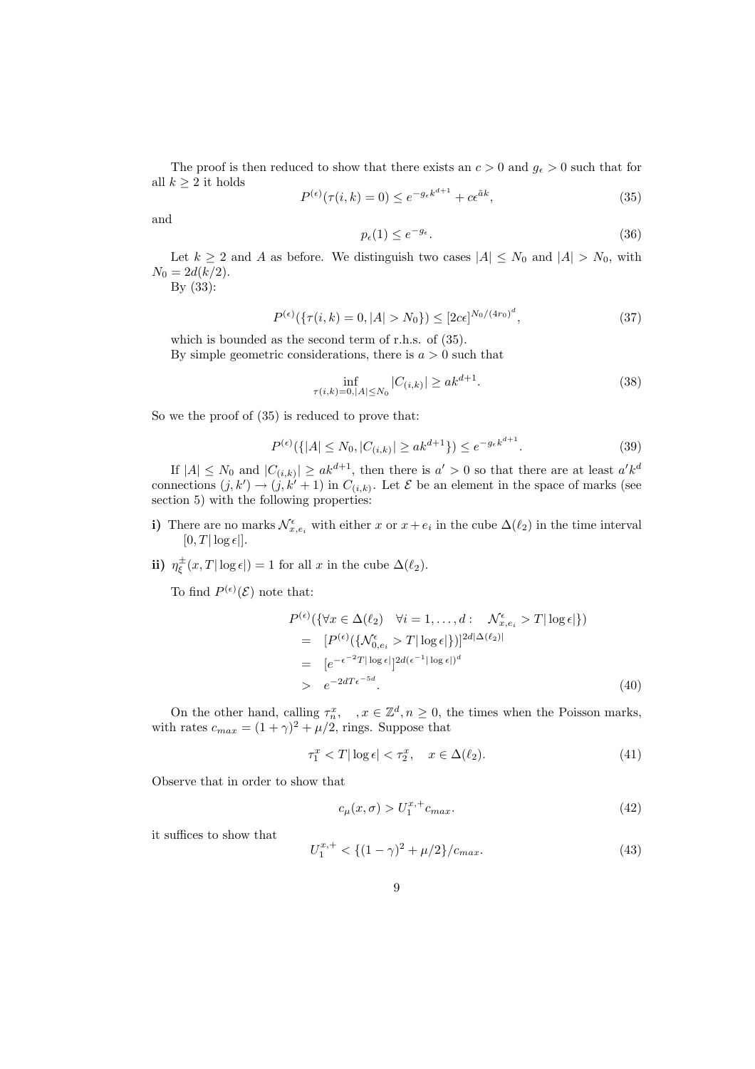The proof is then reduced to show that there exists an $c > 0$ and $g_\epsilon > 0$ such that for all $k \geq 2$ it holds

$$P^{(\epsilon)}(\tau(i,k) = 0) \leq e^{-g_\epsilon k^{d+1}} + c\epsilon^{\tilde{a}k}, \tag{35}$$

and

$$p_\epsilon(1) \leq e^{-g_\epsilon}. \tag{36}$$

Let $k \geq 2$ and $A$ as before. We distinguish two cases $|A| \leq N_0$ and $|A| > N_0$, with $N_0 = 2d(k/2)$.

By (33):

$$P^{(\epsilon)}(\{\tau(i,k) = 0, |A| > N_0\}) \leq [2c\epsilon]^{N_0/(4r_0)^d}, \tag{37}$$

which is bounded as the second term of r.h.s. of (35).

By simple geometric considerations, there is $a > 0$ such that

$$\inf_{\tau(i,k)=0, |A| \leq N_0} |C_{(i,k)}| \geq ak^{d+1}. \tag{38}$$

So we the proof of (35) is reduced to prove that:

$$P^{(\epsilon)}(\{|A| \leq N_0, |C_{(i,k)}| \geq ak^{d+1}\}) \leq e^{-g_\epsilon k^{d+1}}. \tag{39}$$

If $|A| \leq N_0$ and $|C_{(i,k)}| \geq ak^{d+1}$, then there is $a' > 0$ so that there are at least $a'k^d$ connections $(j,k') \to (j,k'+1)$ in $C_{(i,k)}$. Let $\mathcal{E}$ be an element in the space of marks (see section 5) with the following properties:

**i)** There are no marks $\mathcal{N}^\epsilon_{x,e_i}$ with either $x$ or $x + e_i$ in the cube $\Delta(\ell_2)$ in the time interval $[0, T|\log\epsilon|]$.

**ii)** $\eta^\pm_\xi(x, T|\log\epsilon|) = 1$ for all $x$ in the cube $\Delta(\ell_2)$.

To find $P^{(\epsilon)}(\mathcal{E})$ note that:

$$\begin{aligned}
&P^{(\epsilon)}(\{\forall x \in \Delta(\ell_2) \quad \forall i = 1, \ldots, d: \quad \mathcal{N}^\epsilon_{x,e_i} > T|\log\epsilon|\}) \\
&= \quad [P^{(\epsilon)}(\{\mathcal{N}^\epsilon_{0,e_i} > T|\log\epsilon|\})]^{2d|\Delta(\ell_2)|} \\
&= \quad [e^{-\epsilon^{-2}T|\log\epsilon|}]^{2d(\epsilon^{-1}|\log\epsilon|)^d} \\
&> \quad e^{-2dT\epsilon^{-5d}}.
\end{aligned} \tag{40}$$

On the other hand, calling $\tau^x_n, \quad, x \in \mathbb{Z}^d, n \geq 0$, the times when the Poisson marks, with rates $c_{max} = (1+\gamma)^2 + \mu/2$, rings. Suppose that

$$\tau^x_1 < T|\log\epsilon| < \tau^x_2, \quad x \in \Delta(\ell_2). \tag{41}$$

Observe that in order to show that

$$c_\mu(x,\sigma) > U^{x,+}_1 c_{max}. \tag{42}$$

it suffices to show that

$$U^{x,+}_1 < \{(1-\gamma)^2 + \mu/2\}/c_{max}. \tag{43}$$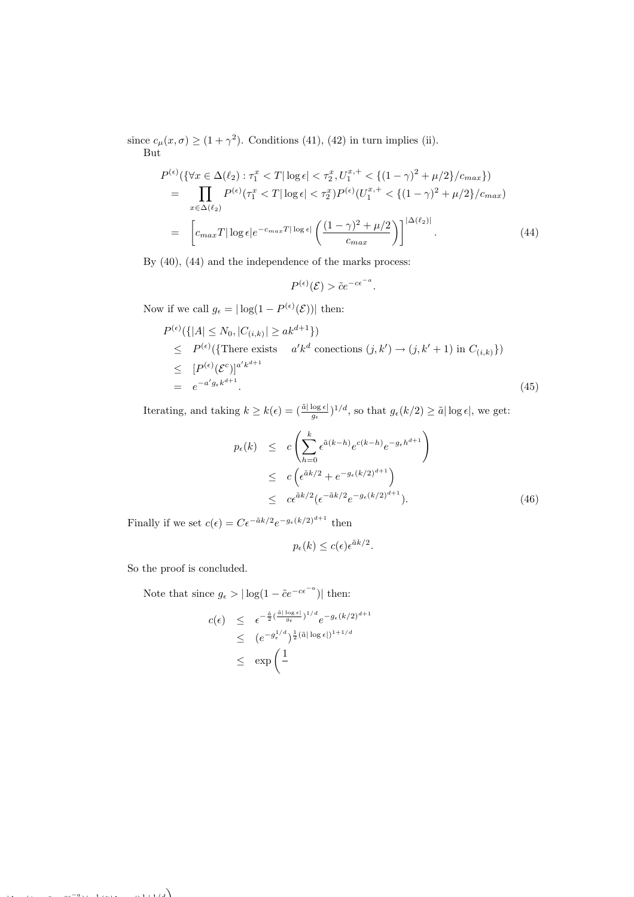since $c_\mu(x,\sigma) \geq (1+\gamma^2)$. Conditions (41), (42) in turn implies (ii).

But

$$
\begin{aligned}
&P^{(\epsilon)}(\{\forall x \in \Delta(\ell_2) : \tau_1^x < T|\log\epsilon| < \tau_2^x, U_1^{x,+} < \{(1-\gamma)^2 + \mu/2\}/c_{max}\}) \\
&= \prod_{x\in\Delta(\ell_2)} P^{(\epsilon)}(\tau_1^x < T|\log\epsilon| < \tau_2^x) P^{(\epsilon)}(U_1^{x,+} < \{(1-\gamma)^2 + \mu/2\}/c_{max}) \\
&= \left[c_{max} T|\log\epsilon| e^{-c_{max}T|\log\epsilon|}\left(\frac{(1-\gamma)^2+\mu/2}{c_{max}}\right)\right]^{|\Delta(\ell_2)|}. \qquad (44)
\end{aligned}
$$

By (40), (44) and the independence of the marks process:

$$P^{(\epsilon)}(\mathcal{E}) > \tilde{c} e^{-c\epsilon^{-a}}.$$

Now if we call $g_\epsilon = |\log(1 - P^{(\epsilon)}(\mathcal{E}))|$ then:

$$
\begin{aligned}
&P^{(\epsilon)}(\{|A| \leq N_0, |C_{(i,k)}| \geq ak^{d+1}\}) \\
&\leq P^{(\epsilon)}(\{\text{There exists } \quad a'k^d \text{ conections } (j,k') \to (j,k'+1) \text{ in } C_{(i,k)}\}) \\
&\leq [P^{(\epsilon)}(\mathcal{E}^c)]^{a'k^{d+1}} \\
&= e^{-a' g_\epsilon k^{d+1}}. \qquad (45)
\end{aligned}
$$

Iterating, and taking $k \geq k(\epsilon) = (\frac{\tilde{a}|\log\epsilon|}{g_\epsilon})^{1/d}$, so that $g_\epsilon(k/2) \geq \tilde{a}|\log\epsilon|$, we get:

$$
\begin{aligned}
p_\epsilon(k) &\leq c\left(\sum_{h=0}^{k} \epsilon^{\tilde{a}(k-h)} e^{c(k-h)} e^{-g_\epsilon h^{d+1}}\right) \\
&\leq c\left(\epsilon^{\tilde{a}k/2} + e^{-g_\epsilon (k/2)^{d+1}}\right) \\
&\leq c\epsilon^{\tilde{a}k/2}(\epsilon^{-\tilde{a}k/2} e^{-g_\epsilon (k/2)^{d+1}}). \qquad (46)
\end{aligned}
$$

Finally if we set $c(\epsilon) = C\epsilon^{-\tilde{a}k/2} e^{-g_\epsilon (k/2)^{d+1}}$ then

$$p_\epsilon(k) \leq c(\epsilon)\epsilon^{\tilde{a}k/2}.$$

So the proof is concluded.

Note that since $g_\epsilon > |\log(1 - \tilde{c}e^{-c\epsilon^{-a}})|$ then:

$$
\begin{aligned}
c(\epsilon) &\leq \epsilon^{-\frac{\tilde{a}}{2}(\frac{\tilde{a}|\log\epsilon|}{g_\epsilon})^{1/d}} e^{-g_\epsilon (k/2)^{d+1}} \\
&\leq (e^{-g_\epsilon^{1/d}})^{\frac{1}{2}(\tilde{a}|\log\epsilon|)^{1+1/d}} \\
&\leq \exp\Bigg(\frac{1}{}
\end{aligned}
$$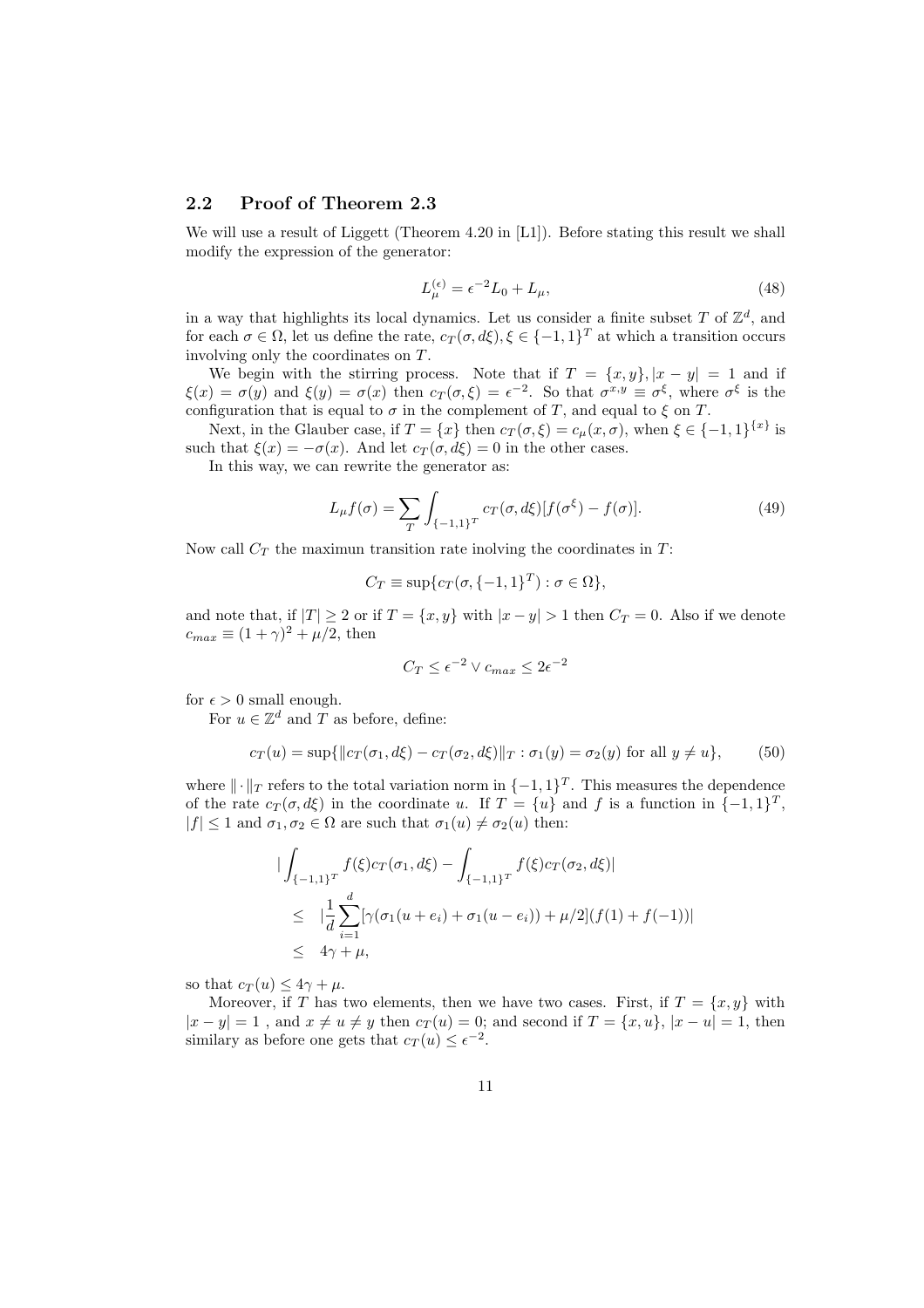### 2.2 Proof of Theorem 2.3

We will use a result of Liggett (Theorem 4.20 in [L1]). Before stating this result we shall modify the expression of the generator:

$$L_\mu^{(\epsilon)} = \epsilon^{-2} L_0 + L_\mu, \tag{48}$$

in a way that highlights its local dynamics. Let us consider a finite subset $T$ of $\mathbb{Z}^d$, and for each $\sigma \in \Omega$, let us define the rate, $c_T(\sigma, d\xi), \xi \in \{-1,1\}^T$ at which a transition occurs involving only the coordinates on $T$.

We begin with the stirring process. Note that if $T = \{x, y\}, |x-y| = 1$ and if $\xi(x) = \sigma(y)$ and $\xi(y) = \sigma(x)$ then $c_T(\sigma, \xi) = \epsilon^{-2}$. So that $\sigma^{x,y} \equiv \sigma^\xi$, where $\sigma^\xi$ is the configuration that is equal to $\sigma$ in the complement of $T$, and equal to $\xi$ on $T$.

Next, in the Glauber case, if $T = \{x\}$ then $c_T(\sigma, \xi) = c_\mu(x, \sigma)$, when $\xi \in \{-1,1\}^{\{x\}}$ is such that $\xi(x) = -\sigma(x)$. And let $c_T(\sigma, d\xi) = 0$ in the other cases.

In this way, we can rewrite the generator as:

$$L_\mu f(\sigma) = \sum_T \int_{\{-1,1\}^T} c_T(\sigma, d\xi)[f(\sigma^\xi) - f(\sigma)]. \tag{49}$$

Now call $C_T$ the maximun transition rate inolving the coordinates in $T$:

$$C_T \equiv \sup\{c_T(\sigma, \{-1,1\}^T) : \sigma \in \Omega\},$$

and note that, if $|T| \geq 2$ or if $T = \{x, y\}$ with $|x-y| > 1$ then $C_T = 0$. Also if we denote $c_{max} \equiv (1+\gamma)^2 + \mu/2$, then

$$C_T \leq \epsilon^{-2} \vee c_{max} \leq 2\epsilon^{-2}$$

for $\epsilon > 0$ small enough.

For $u \in \mathbb{Z}^d$ and $T$ as before, define:

$$c_T(u) = \sup\{\|c_T(\sigma_1, d\xi) - c_T(\sigma_2, d\xi)\|_T : \sigma_1(y) = \sigma_2(y) \text{ for all } y \neq u\}, \tag{50}$$

where $\|\cdot\|_T$ refers to the total variation norm in $\{-1,1\}^T$. This measures the dependence of the rate $c_T(\sigma, d\xi)$ in the coordinate $u$. If $T = \{u\}$ and $f$ is a function in $\{-1,1\}^T$, $|f| \leq 1$ and $\sigma_1, \sigma_2 \in \Omega$ are such that $\sigma_1(u) \neq \sigma_2(u)$ then:

$$\begin{aligned}
& \left| \int_{\{-1,1\}^T} f(\xi) c_T(\sigma_1, d\xi) - \int_{\{-1,1\}^T} f(\xi) c_T(\sigma_2, d\xi) \right| \\
\leq \; & \left| \frac{1}{d} \sum_{i=1}^d [\gamma(\sigma_1(u+e_i) + \sigma_1(u-e_i)) + \mu/2](f(1) + f(-1)) \right| \\
\leq \; & 4\gamma + \mu,
\end{aligned}$$

so that $c_T(u) \leq 4\gamma + \mu$.

Moreover, if $T$ has two elements, then we have two cases. First, if $T = \{x, y\}$ with $|x-y| = 1$ , and $x \neq u \neq y$ then $c_T(u) = 0$; and second if $T = \{x, u\}$, $|x-u| = 1$, then similary as before one gets that $c_T(u) \leq \epsilon^{-2}$.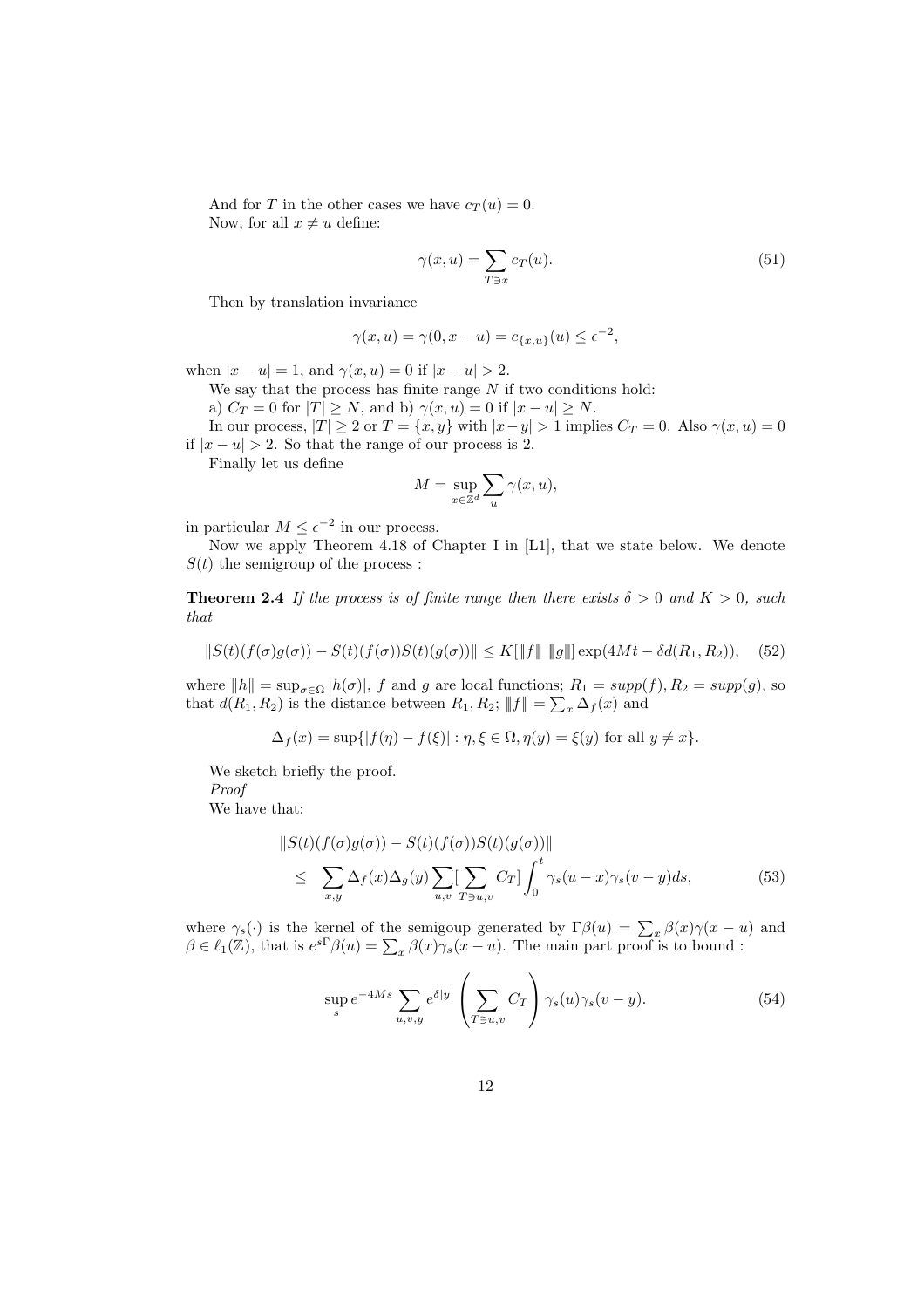And for $T$ in the other cases we have $c_T(u) = 0$.

Now, for all $x \neq u$ define:

$$\gamma(x, u) = \sum_{T \ni x} c_T(u). \tag{51}$$

Then by translation invariance

$$\gamma(x, u) = \gamma(0, x - u) = c_{\{x,u\}}(u) \leq \epsilon^{-2},$$

when $|x - u| = 1$, and $\gamma(x, u) = 0$ if $|x - u| > 2$.

We say that the process has finite range $N$ if two conditions hold:

a) $C_T = 0$ for $|T| \geq N$, and b) $\gamma(x, u) = 0$ if $|x - u| \geq N$.

In our process, $|T| \geq 2$ or $T = \{x, y\}$ with $|x - y| > 1$ implies $C_T = 0$. Also $\gamma(x, u) = 0$ if $|x - u| > 2$. So that the range of our process is 2.

Finally let us define

$$M = \sup_{x \in \mathbb{Z}^d} \sum_u \gamma(x, u),$$

in particular $M \leq \epsilon^{-2}$ in our process.

Now we apply Theorem 4.18 of Chapter I in [L1], that we state below. We denote $S(t)$ the semigroup of the process :

**Theorem 2.4** *If the process is of finite range then there exists $\delta > 0$ and $K > 0$, such that*

$$\|S(t)(f(\sigma)g(\sigma)) - S(t)(f(\sigma))S(t)(g(\sigma))\| \leq K[\|\!|f\|\!| \; \|\!|g\|\!|] \exp(4Mt - \delta d(R_1, R_2)), \tag{52}$$

where $\|h\| = \sup_{\sigma \in \Omega} |h(\sigma)|$, $f$ and $g$ are local functions; $R_1 = supp(f), R_2 = supp(g)$, so that $d(R_1, R_2)$ is the distance between $R_1, R_2$; $\|\!|f\|\!| = \sum_x \Delta_f(x)$ and

$$\Delta_f(x) = \sup\{|f(\eta) - f(\xi)| : \eta, \xi \in \Omega, \eta(y) = \xi(y) \text{ for all } y \neq x\}.$$

We sketch briefly the proof.

*Proof*

We have that:

$$\begin{aligned}
&\|S(t)(f(\sigma)g(\sigma)) - S(t)(f(\sigma))S(t)(g(\sigma))\| \\
&\leq \sum_{x,y} \Delta_f(x)\Delta_g(y) \sum_{u,v} [\sum_{T \ni u,v} C_T] \int_0^t \gamma_s(u - x)\gamma_s(v - y) ds,
\end{aligned} \tag{53}$$

where $\gamma_s(\cdot)$ is the kernel of the semigoup generated by $\Gamma\beta(u) = \sum_x \beta(x)\gamma(x - u)$ and $\beta \in \ell_1(\mathbb{Z})$, that is $e^{s\Gamma}\beta(u) = \sum_x \beta(x)\gamma_s(x - u)$. The main part proof is to bound :

$$\sup_s e^{-4Ms} \sum_{u,v,y} e^{\delta|y|} \left( \sum_{T \ni u,v} C_T \right) \gamma_s(u)\gamma_s(v - y). \tag{54}$$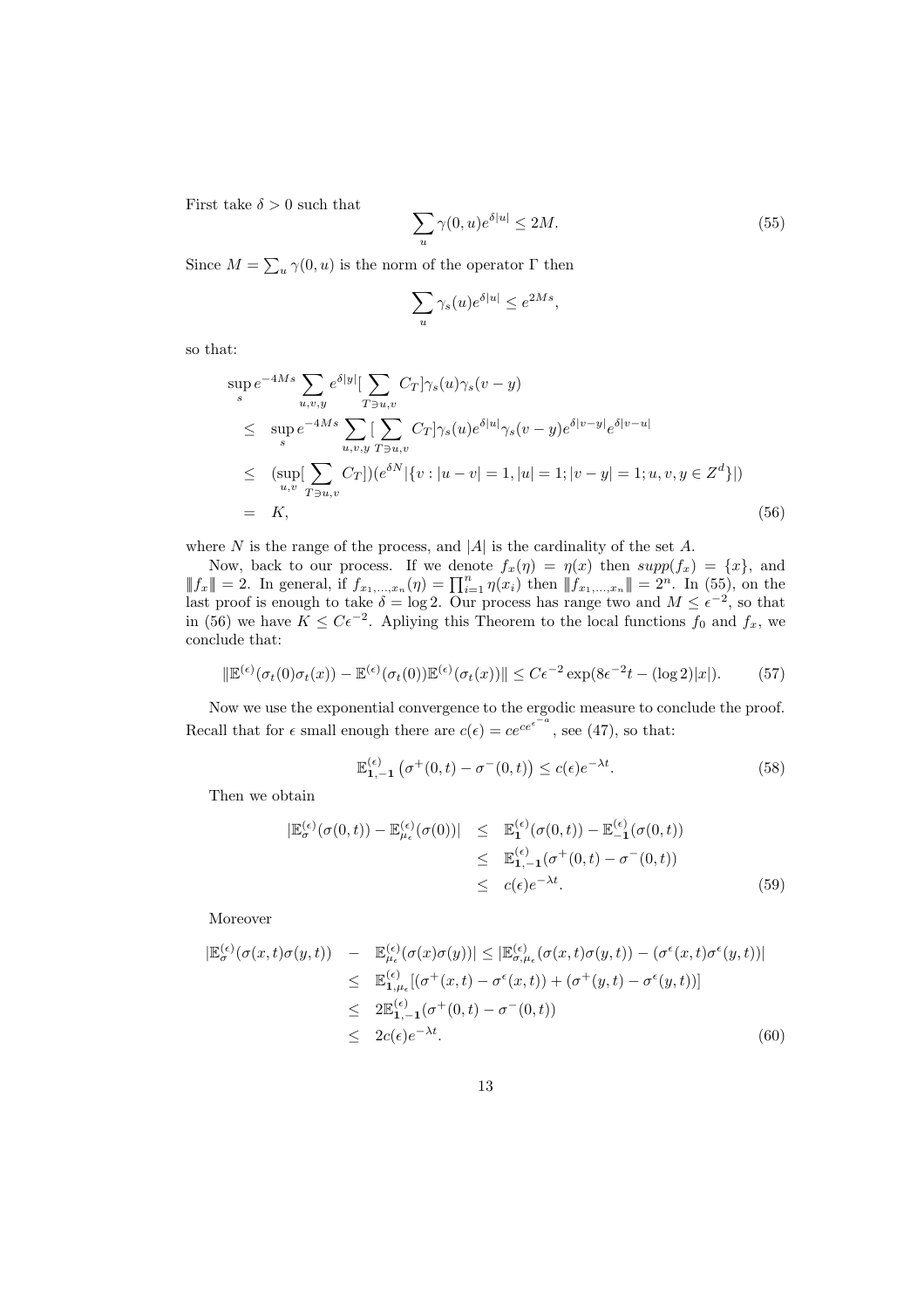First take $\delta > 0$ such that

$$\sum_u \gamma(0,u)e^{\delta|u|} \leq 2M. \tag{55}$$

Since $M = \sum_u \gamma(0,u)$ is the norm of the operator $\Gamma$ then

$$\sum_u \gamma_s(u)e^{\delta|u|} \leq e^{2Ms},$$

so that:

$$\begin{aligned}
&\sup_s e^{-4Ms} \sum_{u,v,y} e^{\delta|y|}[\sum_{T\ni u,v} C_T]\gamma_s(u)\gamma_s(v-y) \\
&\leq \sup_s e^{-4Ms} \sum_{u,v,y}[\sum_{T\ni u,v} C_T]\gamma_s(u)e^{\delta|u|}\gamma_s(v-y)e^{\delta|v-y|}e^{\delta|v-u|} \\
&\leq (\sup_{u,v}[\sum_{T\ni u,v} C_T])(e^{\delta N}|\{v : |u-v| = 1, |u| = 1; |v-y| = 1; u,v,y \in Z^d\}|) \\
&= K,
\end{aligned} \tag{56}$$

where $N$ is the range of the process, and $|A|$ is the cardinality of the set $A$.

Now, back to our process. If we denote $f_x(\eta) = \eta(x)$ then $supp(f_x) = \{x\}$, and $\|\!|f_x|\!\| = 2$. In general, if $f_{x_1,\ldots,x_n}(\eta) = \prod_{i=1}^n \eta(x_i)$ then $\|\!|f_{x_1,\ldots,x_n}|\!\| = 2^n$. In (55), on the last proof is enough to take $\delta = \log 2$. Our process has range two and $M \leq \epsilon^{-2}$, so that in (56) we have $K \leq C\epsilon^{-2}$. Apliying this Theorem to the local functions $f_0$ and $f_x$, we conclude that:

$$\|\mathbb{E}^{(\epsilon)}(\sigma_t(0)\sigma_t(x)) - \mathbb{E}^{(\epsilon)}(\sigma_t(0))\mathbb{E}^{(\epsilon)}(\sigma_t(x))\| \leq C\epsilon^{-2}\exp(8\epsilon^{-2}t - (\log 2)|x|). \tag{57}$$

Now we use the exponential convergence to the ergodic measure to conclude the proof. Recall that for $\epsilon$ small enough there are $c(\epsilon) = ce^{ce^{\epsilon^{-a}}}$, see (47), so that:

$$\mathbb{E}^{(\epsilon)}_{\mathbf{1},-\mathbf{1}}\left(\sigma^+(0,t) - \sigma^-(0,t)\right) \leq c(\epsilon)e^{-\lambda t}. \tag{58}$$

Then we obtain

$$\begin{aligned}
|\mathbb{E}^{(\epsilon)}_{\sigma}(\sigma(0,t)) - \mathbb{E}^{(\epsilon)}_{\mu_\epsilon}(\sigma(0))| &\leq \mathbb{E}^{(\epsilon)}_{\mathbf{1}}(\sigma(0,t)) - \mathbb{E}^{(\epsilon)}_{-\mathbf{1}}(\sigma(0,t)) \\
&\leq \mathbb{E}^{(\epsilon)}_{\mathbf{1},-\mathbf{1}}(\sigma^+(0,t) - \sigma^-(0,t)) \\
&\leq c(\epsilon)e^{-\lambda t}.
\end{aligned} \tag{59}$$

Moreover

$$\begin{aligned}
|\mathbb{E}^{(\epsilon)}_{\sigma}(\sigma(x,t)\sigma(y,t)) &- \mathbb{E}^{(\epsilon)}_{\mu_\epsilon}(\sigma(x)\sigma(y))| \leq |\mathbb{E}^{(\epsilon)}_{\sigma,\mu_\epsilon}(\sigma(x,t)\sigma(y,t)) - (\sigma^\epsilon(x,t)\sigma^\epsilon(y,t))| \\
&\leq \mathbb{E}^{(\epsilon)}_{\mathbf{1},\mu_\epsilon}[(\sigma^+(x,t) - \sigma^\epsilon(x,t)) + (\sigma^+(y,t) - \sigma^\epsilon(y,t))] \\
&\leq 2\mathbb{E}^{(\epsilon)}_{\mathbf{1},-\mathbf{1}}(\sigma^+(0,t) - \sigma^-(0,t)) \\
&\leq 2c(\epsilon)e^{-\lambda t}.
\end{aligned} \tag{60}$$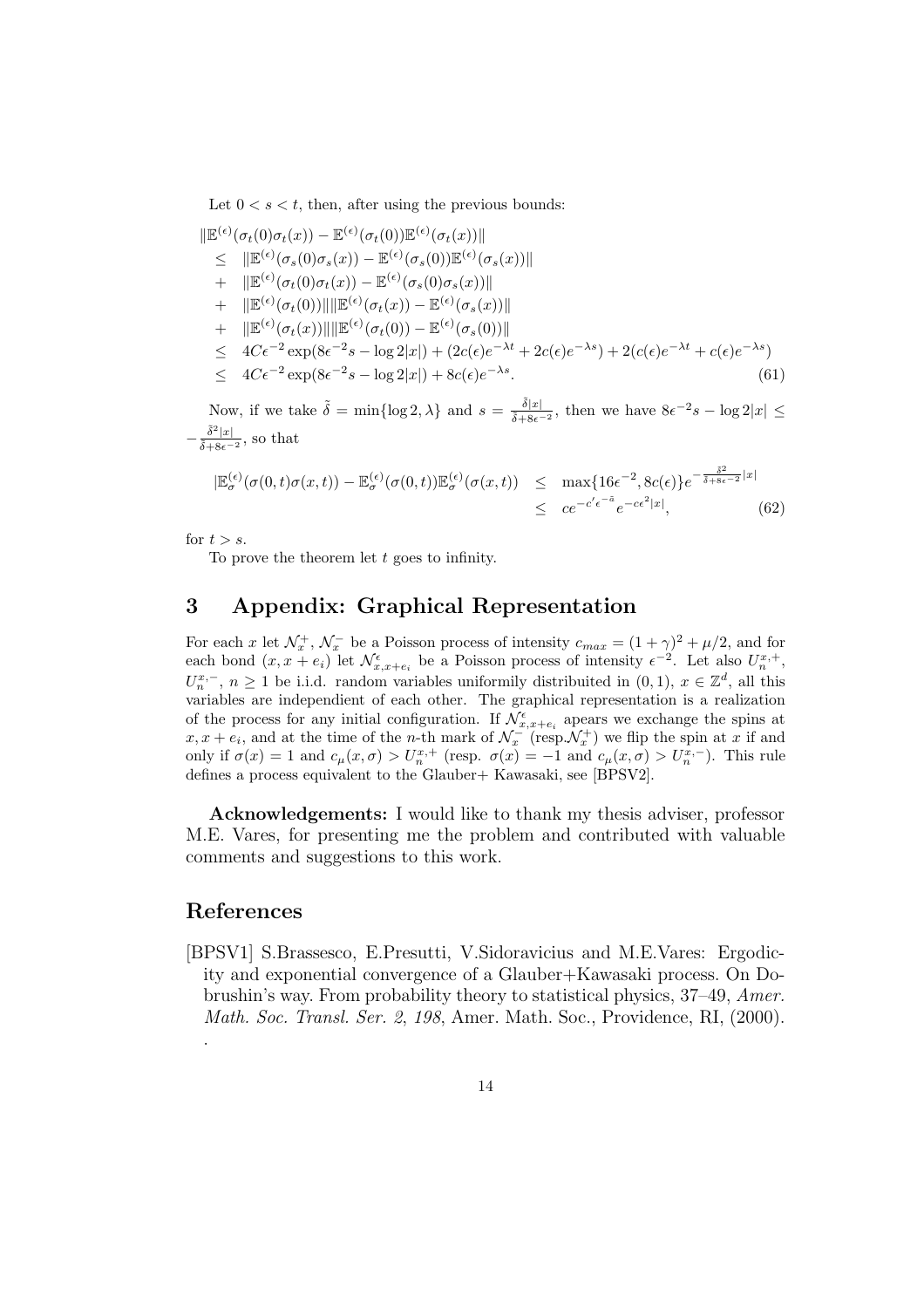Let $0 < s < t$, then, after using the previous bounds:

$$
\begin{aligned}
&\|\mathbb{E}^{(\epsilon)}(\sigma_t(0)\sigma_t(x)) - \mathbb{E}^{(\epsilon)}(\sigma_t(0))\mathbb{E}^{(\epsilon)}(\sigma_t(x))\| \\
&\leq \|\mathbb{E}^{(\epsilon)}(\sigma_s(0)\sigma_s(x)) - \mathbb{E}^{(\epsilon)}(\sigma_s(0))\mathbb{E}^{(\epsilon)}(\sigma_s(x))\| \\
&+ \|\mathbb{E}^{(\epsilon)}(\sigma_t(0)\sigma_t(x)) - \mathbb{E}^{(\epsilon)}(\sigma_s(0)\sigma_s(x))\| \\
&+ \|\mathbb{E}^{(\epsilon)}(\sigma_t(0))\|\|\mathbb{E}^{(\epsilon)}(\sigma_t(x)) - \mathbb{E}^{(\epsilon)}(\sigma_s(x))\| \\
&+ \|\mathbb{E}^{(\epsilon)}(\sigma_t(x))\|\|\mathbb{E}^{(\epsilon)}(\sigma_t(0)) - \mathbb{E}^{(\epsilon)}(\sigma_s(0))\| \\
&\leq 4C\epsilon^{-2}\exp(8\epsilon^{-2}s - \log 2|x|) + (2c(\epsilon)e^{-\lambda t} + 2c(\epsilon)e^{-\lambda s}) + 2(c(\epsilon)e^{-\lambda t} + c(\epsilon)e^{-\lambda s}) \\
&\leq 4C\epsilon^{-2}\exp(8\epsilon^{-2}s - \log 2|x|) + 8c(\epsilon)e^{-\lambda s}. \qquad (61)
\end{aligned}
$$

Now, if we take $\tilde{\delta} = \min\{\log 2, \lambda\}$ and $s = \frac{\tilde{\delta}|x|}{\tilde{\delta}+8\epsilon^{-2}}$, then we have $8\epsilon^{-2}s - \log 2|x| \leq -\frac{\tilde{\delta}^2|x|}{\tilde{\delta}+8\epsilon^{-2}}$, so that

$$
\begin{aligned}
|\mathbb{E}_\sigma^{(\epsilon)}(\sigma(0,t)\sigma(x,t)) - \mathbb{E}_\sigma^{(\epsilon)}(\sigma(0,t))\mathbb{E}_\sigma^{(\epsilon)}(\sigma(x,t)) &\leq \max\{16\epsilon^{-2}, 8c(\epsilon)\}e^{-\frac{\tilde{\delta}^2}{\tilde{\delta}+8\epsilon^{-2}}|x|} \\
&\leq ce^{-c'\epsilon^{-\tilde{a}}}e^{-c\epsilon^2|x|}, \qquad (62)
\end{aligned}
$$

for $t > s$.

To prove the theorem let $t$ goes to infinity.

# 3 Appendix: Graphical Representation

For each $x$ let $\mathcal{N}_x^+$, $\mathcal{N}_x^-$ be a Poisson process of intensity $c_{max} = (1+\gamma)^2 + \mu/2$, and for each bond $(x, x+e_i)$ let $\mathcal{N}_{x,x+e_i}^\epsilon$ be a Poisson process of intensity $\epsilon^{-2}$. Let also $U_n^{x,+}$, $U_n^{x,-}$, $n \geq 1$ be i.i.d. random variables uniformily distribuited in $(0,1)$, $x \in \mathbb{Z}^d$, all this variables are independient of each other. The graphical representation is a realization of the process for any initial configuration. If $\mathcal{N}_{x,x+e_i}^\epsilon$ apears we exchange the spins at $x, x+e_i$, and at the time of the $n$-th mark of $\mathcal{N}_x^-$ (resp.$\mathcal{N}_x^+$) we flip the spin at $x$ if and only if $\sigma(x) = 1$ and $c_\mu(x,\sigma) > U_n^{x,+}$ (resp. $\sigma(x) = -1$ and $c_\mu(x,\sigma) > U_n^{x,-}$). This rule defines a process equivalent to the Glauber+ Kawasaki, see [BPSV2].

**Acknowledgements:** I would like to thank my thesis adviser, professor M.E. Vares, for presenting me the problem and contributed with valuable comments and suggestions to this work.

## References

[BPSV1] S.Brassesco, E.Presutti, V.Sidoravicius and M.E.Vares: Ergodicity and exponential convergence of a Glauber+Kawasaki process. On Dobrushin's way. From probability theory to statistical physics, 37–49, *Amer. Math. Soc. Transl. Ser. 2*, *198*, Amer. Math. Soc., Providence, RI, (2000).
.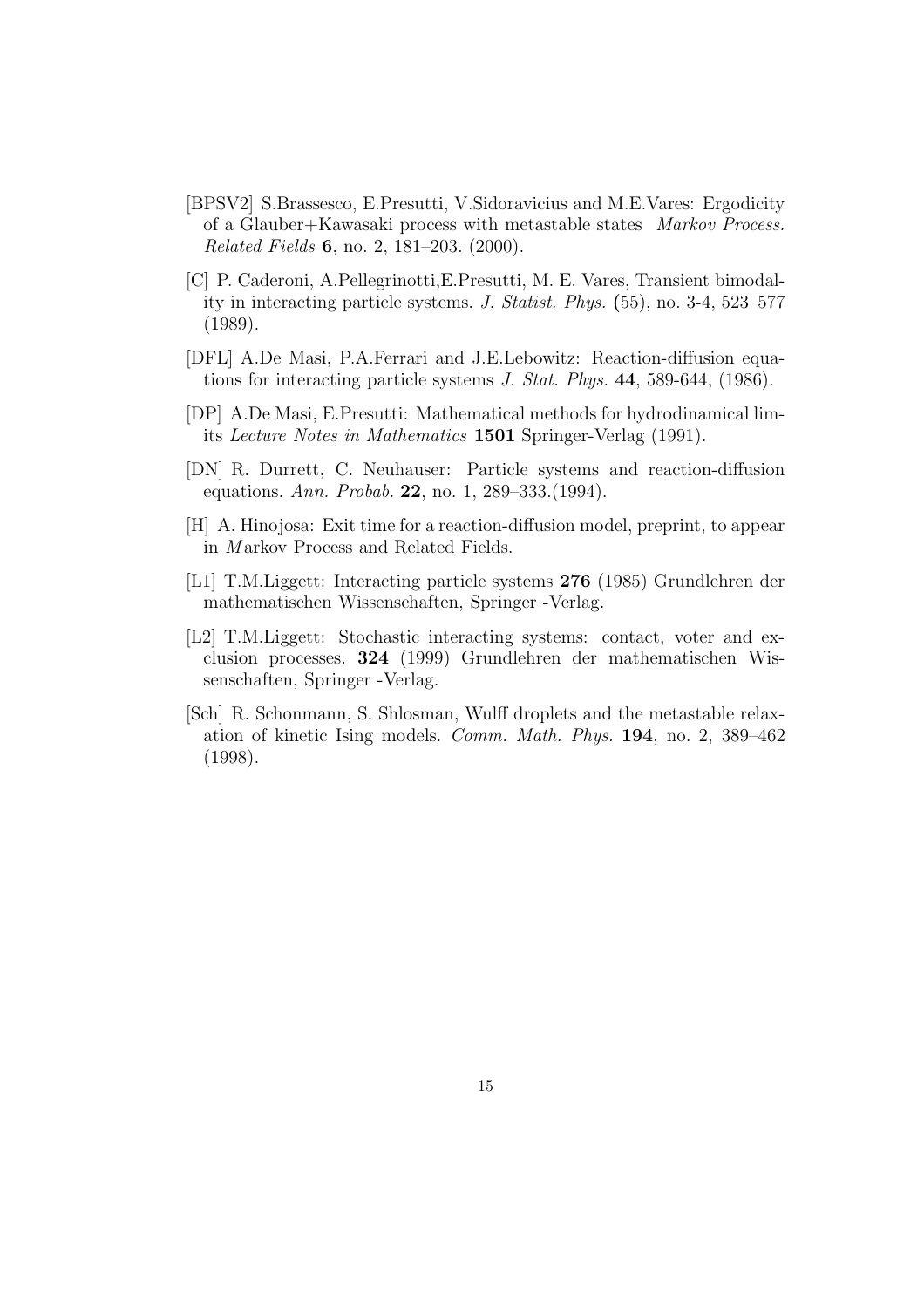[BPSV2] S.Brassesco, E.Presutti, V.Sidoravicius and M.E.Vares: Ergodicity of a Glauber+Kawasaki process with metastable states *Markov Process. Related Fields* **6**, no. 2, 181–203. (2000).

[C] P. Caderoni, A.Pellegrinotti,E.Presutti, M. E. Vares, Transient bimodality in interacting particle systems. *J. Statist. Phys.* **(**55), no. 3-4, 523–577 (1989).

[DFL] A.De Masi, P.A.Ferrari and J.E.Lebowitz: Reaction-diffusion equations for interacting particle systems *J. Stat. Phys.* **44**, 589-644, (1986).

[DP] A.De Masi, E.Presutti: Mathematical methods for hydrodinamical limits *Lecture Notes in Mathematics* **1501** Springer-Verlag (1991).

[DN] R. Durrett, C. Neuhauser: Particle systems and reaction-diffusion equations. *Ann. Probab.* **22**, no. 1, 289–333.(1994).

[H] A. Hinojosa: Exit time for a reaction-diffusion model, preprint, to appear in *M*arkov Process and Related Fields.

[L1] T.M.Liggett: Interacting particle systems **276** (1985) Grundlehren der mathematischen Wissenschaften, Springer -Verlag.

[L2] T.M.Liggett: Stochastic interacting systems: contact, voter and exclusion processes. **324** (1999) Grundlehren der mathematischen Wissenschaften, Springer -Verlag.

[Sch] R. Schonmann, S. Shlosman, Wulff droplets and the metastable relaxation of kinetic Ising models. *Comm. Math. Phys.* **194**, no. 2, 389–462 (1998).